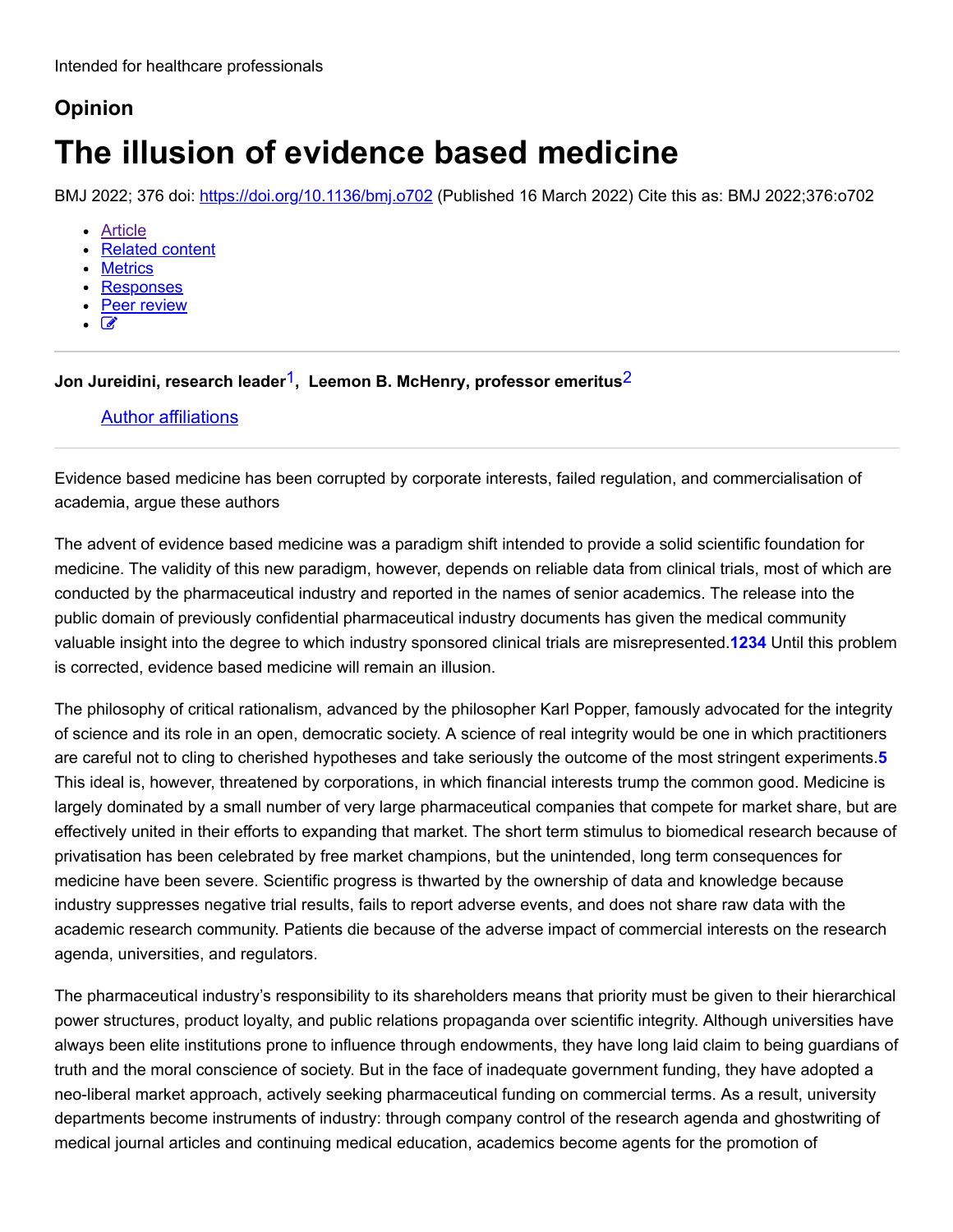Intended for healthcare professionals

## Opinion

# The illusion of evidence based medicine

BMJ 2022; 376 doi: https://doi.org/10.1136/bmj.o702 (Published 16 March 2022) Cite this as: BMJ 2022;376:o702

- Article
- Related content
- Metrics
- Responses
- Peer review

**Jon Jureidini, research leader[1], Leemon B. McHenry, professor emeritus[2]**

Author affiliations

Evidence based medicine has been corrupted by corporate interests, failed regulation, and commercialisation of academia, argue these authors

The advent of evidence based medicine was a paradigm shift intended to provide a solid scientific foundation for medicine. The validity of this new paradigm, however, depends on reliable data from clinical trials, most of which are conducted by the pharmaceutical industry and reported in the names of senior academics. The release into the public domain of previously confidential pharmaceutical industry documents has given the medical community valuable insight into the degree to which industry sponsored clinical trials are misrepresented.[1234] Until this problem is corrected, evidence based medicine will remain an illusion.

The philosophy of critical rationalism, advanced by the philosopher Karl Popper, famously advocated for the integrity of science and its role in an open, democratic society. A science of real integrity would be one in which practitioners are careful not to cling to cherished hypotheses and take seriously the outcome of the most stringent experiments.[5] This ideal is, however, threatened by corporations, in which financial interests trump the common good. Medicine is largely dominated by a small number of very large pharmaceutical companies that compete for market share, but are effectively united in their efforts to expanding that market. The short term stimulus to biomedical research because of privatisation has been celebrated by free market champions, but the unintended, long term consequences for medicine have been severe. Scientific progress is thwarted by the ownership of data and knowledge because industry suppresses negative trial results, fails to report adverse events, and does not share raw data with the academic research community. Patients die because of the adverse impact of commercial interests on the research agenda, universities, and regulators.

The pharmaceutical industry's responsibility to its shareholders means that priority must be given to their hierarchical power structures, product loyalty, and public relations propaganda over scientific integrity. Although universities have always been elite institutions prone to influence through endowments, they have long laid claim to being guardians of truth and the moral conscience of society. But in the face of inadequate government funding, they have adopted a neo-liberal market approach, actively seeking pharmaceutical funding on commercial terms. As a result, university departments become instruments of industry: through company control of the research agenda and ghostwriting of medical journal articles and continuing medical education, academics become agents for the promotion of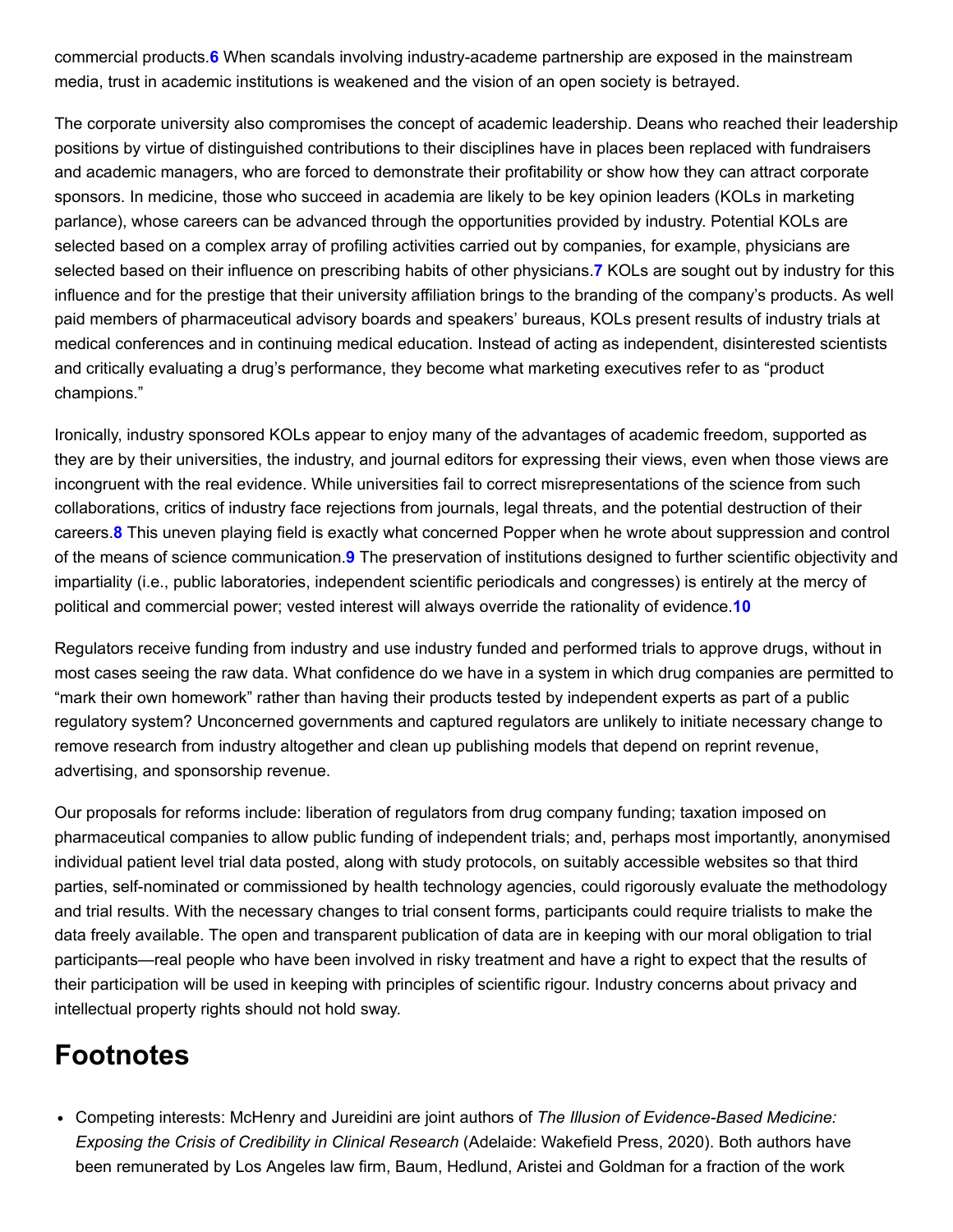commercial products.[6] When scandals involving industry-academe partnership are exposed in the mainstream media, trust in academic institutions is weakened and the vision of an open society is betrayed.

The corporate university also compromises the concept of academic leadership. Deans who reached their leadership positions by virtue of distinguished contributions to their disciplines have in places been replaced with fundraisers and academic managers, who are forced to demonstrate their profitability or show how they can attract corporate sponsors. In medicine, those who succeed in academia are likely to be key opinion leaders (KOLs in marketing parlance), whose careers can be advanced through the opportunities provided by industry. Potential KOLs are selected based on a complex array of profiling activities carried out by companies, for example, physicians are selected based on their influence on prescribing habits of other physicians.[7] KOLs are sought out by industry for this influence and for the prestige that their university affiliation brings to the branding of the company's products. As well paid members of pharmaceutical advisory boards and speakers' bureaus, KOLs present results of industry trials at medical conferences and in continuing medical education. Instead of acting as independent, disinterested scientists and critically evaluating a drug's performance, they become what marketing executives refer to as "product champions."

Ironically, industry sponsored KOLs appear to enjoy many of the advantages of academic freedom, supported as they are by their universities, the industry, and journal editors for expressing their views, even when those views are incongruent with the real evidence. While universities fail to correct misrepresentations of the science from such collaborations, critics of industry face rejections from journals, legal threats, and the potential destruction of their careers.[8] This uneven playing field is exactly what concerned Popper when he wrote about suppression and control of the means of science communication.[9] The preservation of institutions designed to further scientific objectivity and impartiality (i.e., public laboratories, independent scientific periodicals and congresses) is entirely at the mercy of political and commercial power; vested interest will always override the rationality of evidence.[10]

Regulators receive funding from industry and use industry funded and performed trials to approve drugs, without in most cases seeing the raw data. What confidence do we have in a system in which drug companies are permitted to "mark their own homework" rather than having their products tested by independent experts as part of a public regulatory system? Unconcerned governments and captured regulators are unlikely to initiate necessary change to remove research from industry altogether and clean up publishing models that depend on reprint revenue, advertising, and sponsorship revenue.

Our proposals for reforms include: liberation of regulators from drug company funding; taxation imposed on pharmaceutical companies to allow public funding of independent trials; and, perhaps most importantly, anonymised individual patient level trial data posted, along with study protocols, on suitably accessible websites so that third parties, self-nominated or commissioned by health technology agencies, could rigorously evaluate the methodology and trial results. With the necessary changes to trial consent forms, participants could require trialists to make the data freely available. The open and transparent publication of data are in keeping with our moral obligation to trial participants—real people who have been involved in risky treatment and have a right to expect that the results of their participation will be used in keeping with principles of scientific rigour. Industry concerns about privacy and intellectual property rights should not hold sway.

# Footnotes

- Competing interests: McHenry and Jureidini are joint authors of *The Illusion of Evidence-Based Medicine: Exposing the Crisis of Credibility in Clinical Research* (Adelaide: Wakefield Press, 2020). Both authors have been remunerated by Los Angeles law firm, Baum, Hedlund, Aristei and Goldman for a fraction of the work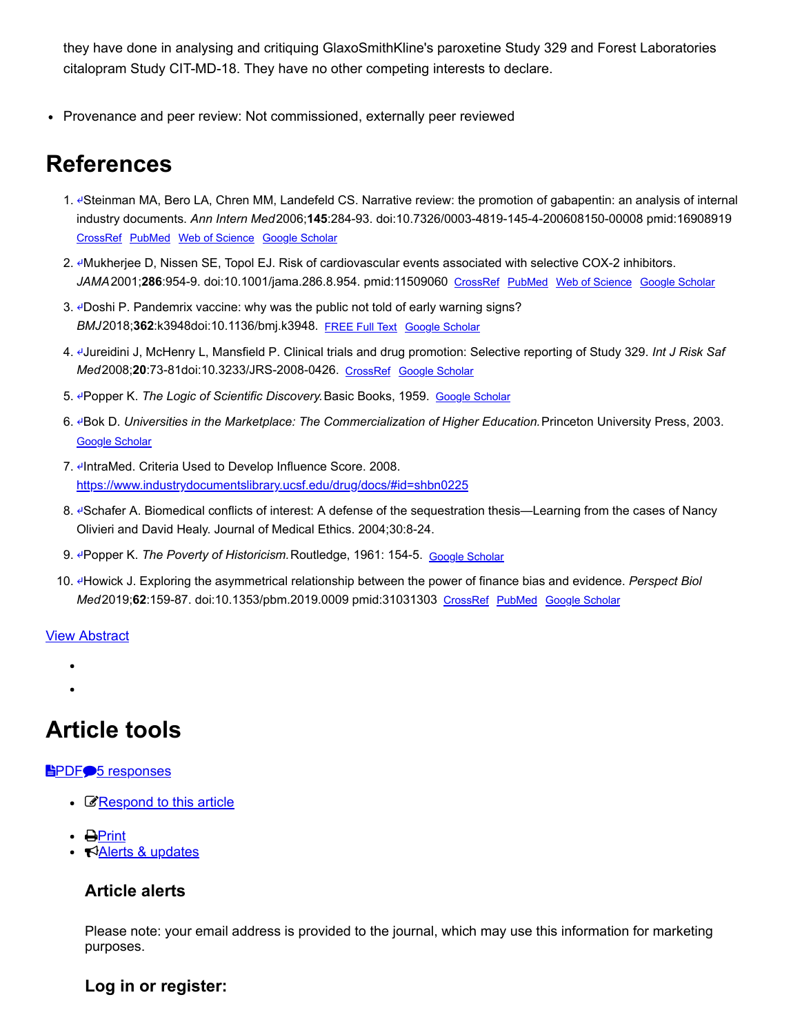they have done in analysing and critiquing GlaxoSmithKline's paroxetine Study 329 and Forest Laboratories citalopram Study CIT-MD-18. They have no other competing interests to declare.

- Provenance and peer review: Not commissioned, externally peer reviewed

# References

1. ↵Steinman MA, Bero LA, Chren MM, Landefeld CS. Narrative review: the promotion of gabapentin: an analysis of internal industry documents. *Ann Intern Med* 2006;**145**:284-93. doi:10.7326/0003-4819-145-4-200608150-00008 pmid:16908919 CrossRef PubMed Web of Science Google Scholar
2. ↵Mukherjee D, Nissen SE, Topol EJ. Risk of cardiovascular events associated with selective COX-2 inhibitors. *JAMA* 2001;**286**:954-9. doi:10.1001/jama.286.8.954. pmid:11509060 CrossRef PubMed Web of Science Google Scholar
3. ↵Doshi P. Pandemrix vaccine: why was the public not told of early warning signs? *BMJ* 2018;**362**:k3948doi:10.1136/bmj.k3948. FREE Full Text Google Scholar
4. ↵Jureidini J, McHenry L, Mansfield P. Clinical trials and drug promotion: Selective reporting of Study 329. *Int J Risk Saf Med* 2008;**20**:73-81doi:10.3233/JRS-2008-0426. CrossRef Google Scholar
5. ↵Popper K. *The Logic of Scientific Discovery.* Basic Books, 1959. Google Scholar
6. ↵Bok D. *Universities in the Marketplace: The Commercialization of Higher Education.* Princeton University Press, 2003. Google Scholar
7. ↵IntraMed. Criteria Used to Develop Influence Score. 2008. https://www.industrydocumentslibrary.ucsf.edu/drug/docs/#id=shbn0225
8. ↵Schafer A. Biomedical conflicts of interest: A defense of the sequestration thesis—Learning from the cases of Nancy Olivieri and David Healy. Journal of Medical Ethics. 2004;30:8-24.
9. ↵Popper K. *The Poverty of Historicism.* Routledge, 1961: 154-5. Google Scholar
10. ↵Howick J. Exploring the asymmetrical relationship between the power of finance bias and evidence. *Perspect Biol Med* 2019;**62**:159-87. doi:10.1353/pbm.2019.0009 pmid:31031303 CrossRef PubMed Google Scholar

View Abstract

# Article tools

PDF 5 responses

- Respond to this article
- Print
- Alerts & updates

### Article alerts

Please note: your email address is provided to the journal, which may use this information for marketing purposes.

### Log in or register: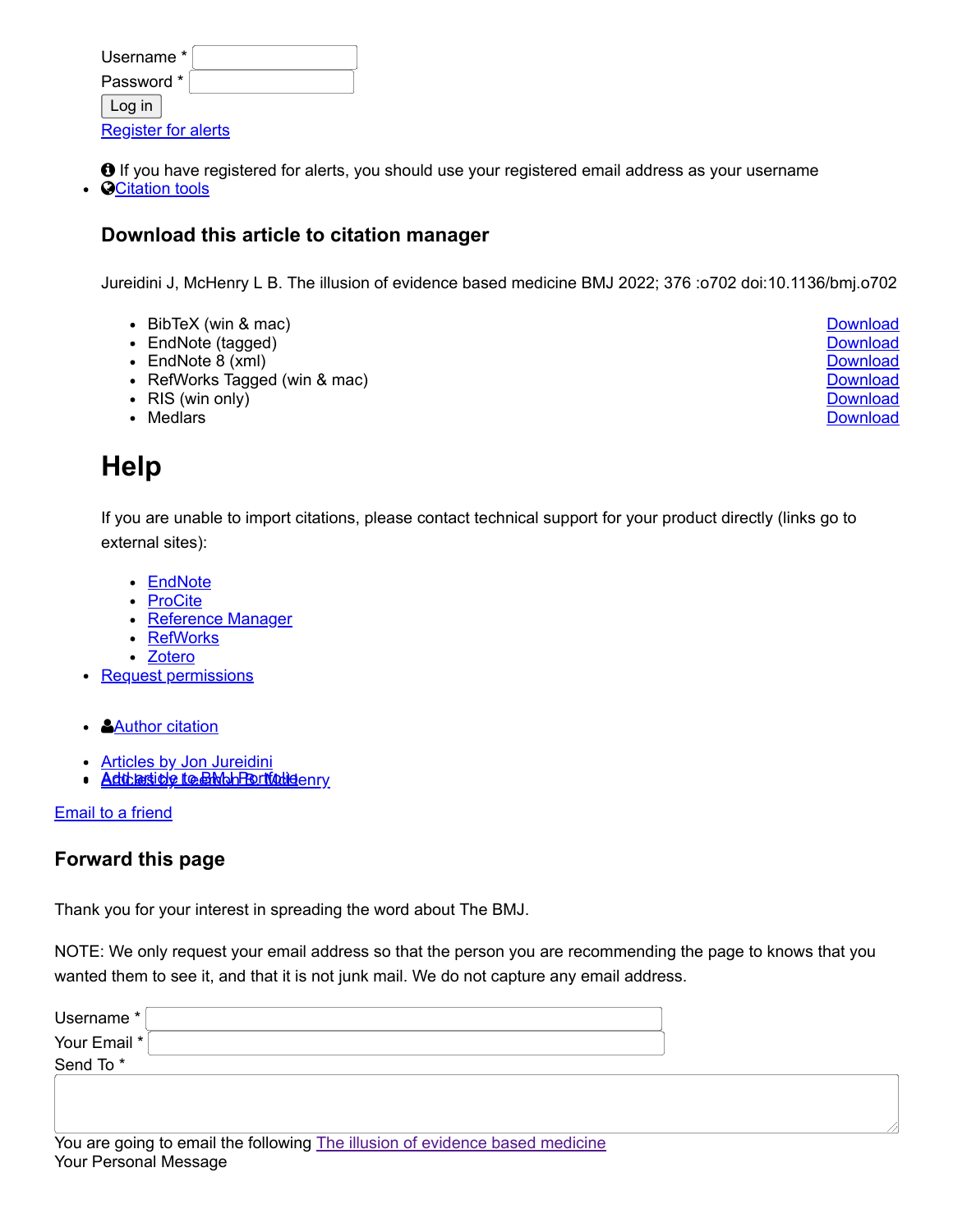Username *

Password *

Log in

Register for alerts

If you have registered for alerts, you should use your registered email address as your username

- Citation tools

### Download this article to citation manager

Jureidini J, McHenry L B. The illusion of evidence based medicine BMJ 2022; 376 :o702 doi:10.1136/bmj.o702

- BibTeX (win & mac) Download
- EndNote (tagged) Download
- EndNote 8 (xml) Download
- RefWorks Tagged (win & mac) Download
- RIS (win only) Download
- Medlars Download

# Help

If you are unable to import citations, please contact technical support for your product directly (links go to external sites):

- EndNote
- ProCite
- Reference Manager
- RefWorks
- Zotero
- Request permissions

- Author citation

- Articles by Jon Jureidini
- Articles by Leemon B McHenry
- Add article to BMJ Portfolio

Email to a friend

### Forward this page

Thank you for your interest in spreading the word about The BMJ.

NOTE: We only request your email address so that the person you are recommending the page to knows that you wanted them to see it, and that it is not junk mail. We do not capture any email address.

Username *

Your Email *

Send To *

You are going to email the following The illusion of evidence based medicine

Your Personal Message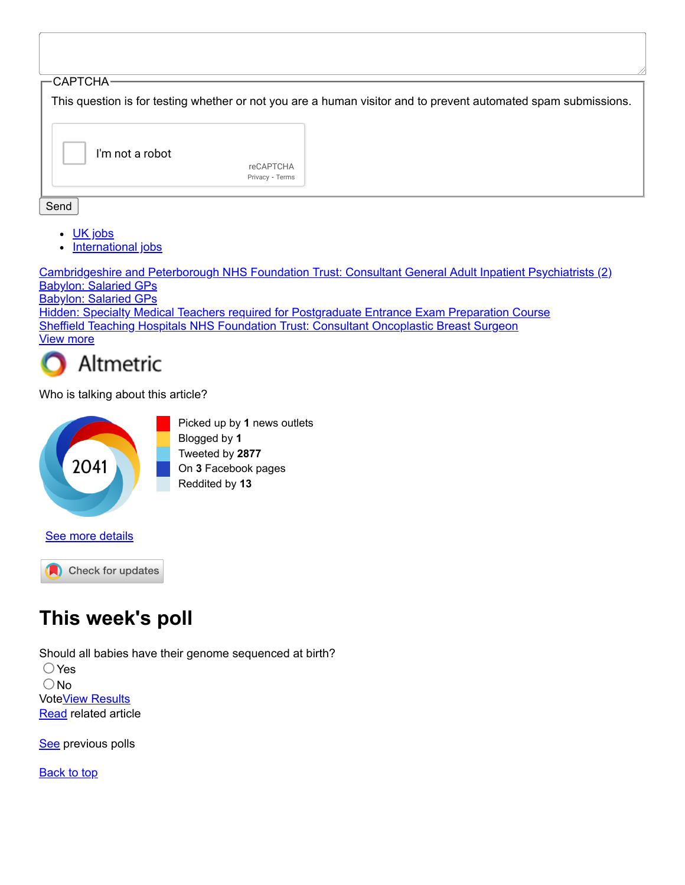CAPTCHA

This question is for testing whether or not you are a human visitor and to prevent automated spam submissions.

I'm not a robot

reCAPTCHA
Privacy - Terms

Send

- UK jobs
- International jobs

Cambridgeshire and Peterborough NHS Foundation Trust: Consultant General Adult Inpatient Psychiatrists (2)
Babylon: Salaried GPs
Babylon: Salaried GPs
Hidden: Specialty Medical Teachers required for Postgraduate Entrance Exam Preparation Course
Sheffield Teaching Hospitals NHS Foundation Trust: Consultant Oncoplastic Breast Surgeon
View more

Altmetric

Who is talking about this article?

2041

Picked up by **1** news outlets
Blogged by **1**
Tweeted by **2877**
On **3** Facebook pages
Reddited by **13**

See more details

Check for updates

# This week's poll

Should all babies have their genome sequenced at birth?

- Yes
- No

VoteView Results

Read related article

See previous polls

Back to top